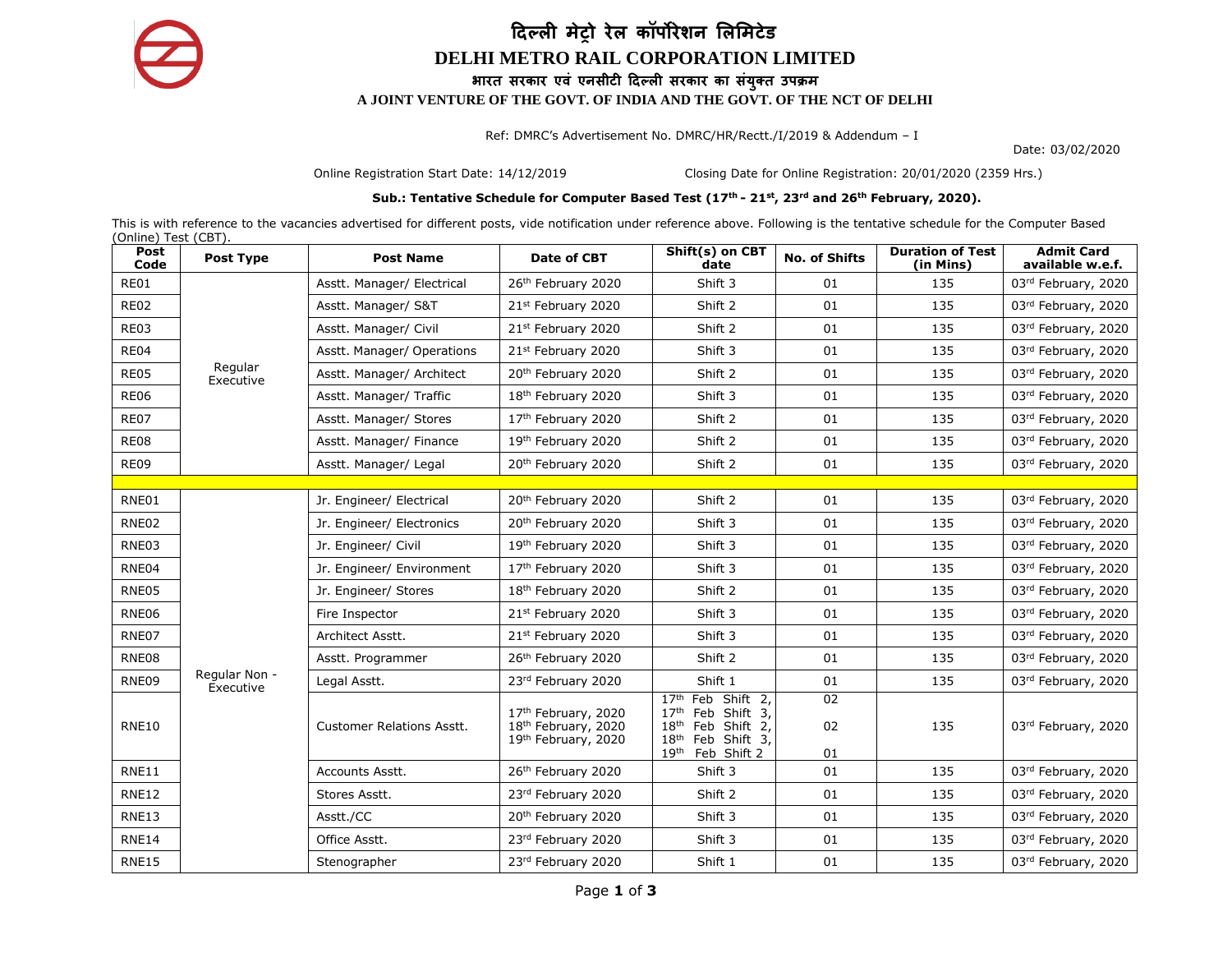# दिल्ली मेट्रो रेल कॉर्पोरेशन लिमिटेड

# DELHI METRO RAIL CORPORATION LIMITED

**भारत सरकार एवं एनसीटी दिल्ली सरकार का संयुक्त उपक्रम**

**A JOINT VENTURE OF THE GOVT. OF INDIA AND THE GOVT. OF THE NCT OF DELHI**

Ref: DMRC's Advertisement No. DMRC/HR/Rectt./I/2019 & Addendum – I

Date: 03/02/2020

Online Registration Start Date: 14/12/2019 Closing Date for Online Registration: 20/01/2020 (2359 Hrs.)

**Sub.: Tentative Schedule for Computer Based Test (17th - 21st, 23rd and 26th February, 2020).**

This is with reference to the vacancies advertised for different posts, vide notification under reference above. Following is the tentative schedule for the Computer Based (Online) Test (CBT).

| Post Code | Post Type | Post Name | Date of CBT | Shift(s) on CBT date | No. of Shifts | Duration of Test (in Mins) | Admit Card available w.e.f. |
|---|---|---|---|---|---|---|---|
| RE01 | Regular Executive | Asstt. Manager/ Electrical | 26th February 2020 | Shift 3 | 01 | 135 | 03rd February, 2020 |
| RE02 | | Asstt. Manager/ S&T | 21st February 2020 | Shift 2 | 01 | 135 | 03rd February, 2020 |
| RE03 | | Asstt. Manager/ Civil | 21st February 2020 | Shift 2 | 01 | 135 | 03rd February, 2020 |
| RE04 | | Asstt. Manager/ Operations | 21st February 2020 | Shift 3 | 01 | 135 | 03rd February, 2020 |
| RE05 | | Asstt. Manager/ Architect | 20th February 2020 | Shift 2 | 01 | 135 | 03rd February, 2020 |
| RE06 | | Asstt. Manager/ Traffic | 18th February 2020 | Shift 3 | 01 | 135 | 03rd February, 2020 |
| RE07 | | Asstt. Manager/ Stores | 17th February 2020 | Shift 2 | 01 | 135 | 03rd February, 2020 |
| RE08 | | Asstt. Manager/ Finance | 19th February 2020 | Shift 2 | 01 | 135 | 03rd February, 2020 |
| RE09 | | Asstt. Manager/ Legal | 20th February 2020 | Shift 2 | 01 | 135 | 03rd February, 2020 |
| | | | | | | | |
| RNE01 | Regular Non - Executive | Jr. Engineer/ Electrical | 20th February 2020 | Shift 2 | 01 | 135 | 03rd February, 2020 |
| RNE02 | | Jr. Engineer/ Electronics | 20th February 2020 | Shift 3 | 01 | 135 | 03rd February, 2020 |
| RNE03 | | Jr. Engineer/ Civil | 19th February 2020 | Shift 3 | 01 | 135 | 03rd February, 2020 |
| RNE04 | | Jr. Engineer/ Environment | 17th February 2020 | Shift 3 | 01 | 135 | 03rd February, 2020 |
| RNE05 | | Jr. Engineer/ Stores | 18th February 2020 | Shift 2 | 01 | 135 | 03rd February, 2020 |
| RNE06 | | Fire Inspector | 21st February 2020 | Shift 3 | 01 | 135 | 03rd February, 2020 |
| RNE07 | | Architect Asstt. | 21st February 2020 | Shift 3 | 01 | 135 | 03rd February, 2020 |
| RNE08 | | Asstt. Programmer | 26th February 2020 | Shift 2 | 01 | 135 | 03rd February, 2020 |
| RNE09 | | Legal Asstt. | 23rd February 2020 | Shift 1 | 01 | 135 | 03rd February, 2020 |
| RNE10 | | Customer Relations Asstt. | 17th February, 2020<br>18th February, 2020<br>19th February, 2020 | 17th Feb Shift 2,<br>17th Feb Shift 3,<br>18th Feb Shift 2,<br>18th Feb Shift 3,<br>19th Feb Shift 2 | 02<br>02<br>01 | 135 | 03rd February, 2020 |
| RNE11 | | Accounts Asstt. | 26th February 2020 | Shift 3 | 01 | 135 | 03rd February, 2020 |
| RNE12 | | Stores Asstt. | 23rd February 2020 | Shift 2 | 01 | 135 | 03rd February, 2020 |
| RNE13 | | Asstt./CC | 20th February 2020 | Shift 3 | 01 | 135 | 03rd February, 2020 |
| RNE14 | | Office Asstt. | 23rd February 2020 | Shift 3 | 01 | 135 | 03rd February, 2020 |
| RNE15 | | Stenographer | 23rd February 2020 | Shift 1 | 01 | 135 | 03rd February, 2020 |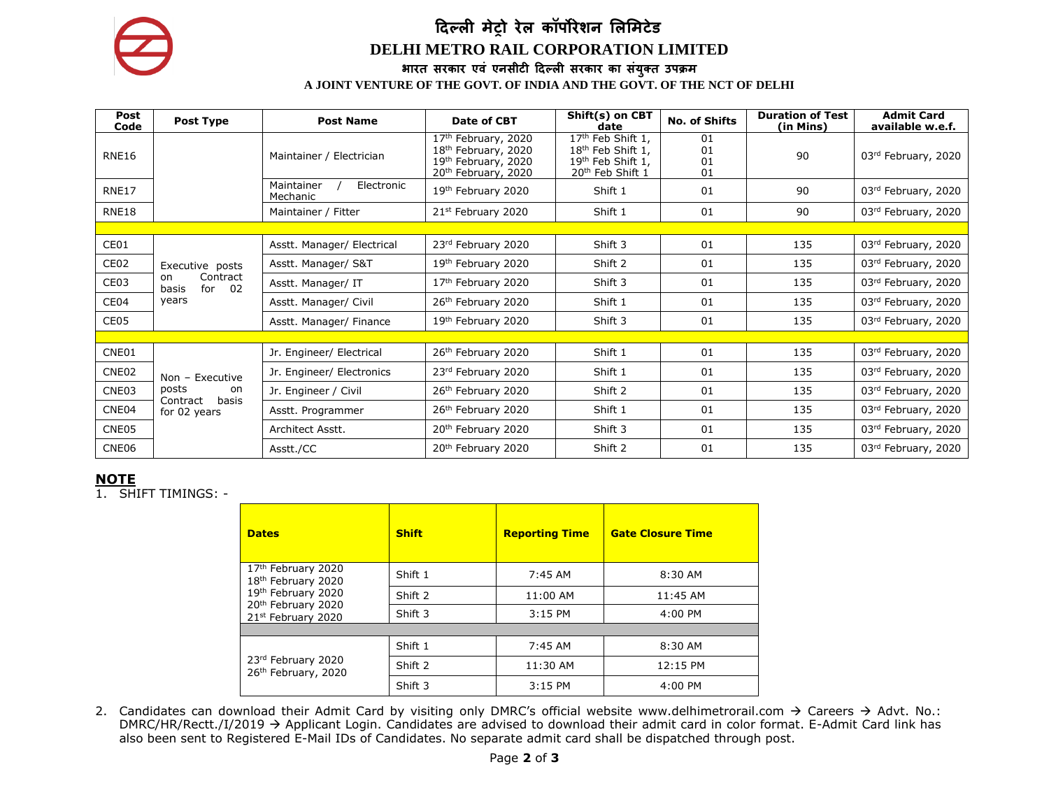# दिल्ली मेट्रो रेल कॉर्पोरेशन लिमिटेड

# DELHI METRO RAIL CORPORATION LIMITED

भारत सरकार एवं एनसीटी दिल्ली सरकार का संयुक्त उपक्रम

**A JOINT VENTURE OF THE GOVT. OF INDIA AND THE GOVT. OF THE NCT OF DELHI**

| Post Code | Post Type | Post Name | Date of CBT | Shift(s) on CBT date | No. of Shifts | Duration of Test (in Mins) | Admit Card available w.e.f. |
|---|---|---|---|---|---|---|---|
| RNE16 | | Maintainer / Electrician | 17th February, 2020<br>18th February, 2020<br>19th February, 2020<br>20th February, 2020 | 17th Feb Shift 1,<br>18th Feb Shift 1,<br>19th Feb Shift 1,<br>20th Feb Shift 1 | 01<br>01<br>01<br>01 | 90 | 03rd February, 2020 |
| RNE17 | | Maintainer / Electronic Mechanic | 19th February 2020 | Shift 1 | 01 | 90 | 03rd February, 2020 |
| RNE18 | | Maintainer / Fitter | 21st February 2020 | Shift 1 | 01 | 90 | 03rd February, 2020 |
| | | | | | | | |
| CE01 | Executive posts on Contract basis for 02 years | Asstt. Manager/ Electrical | 23rd February 2020 | Shift 3 | 01 | 135 | 03rd February, 2020 |
| CE02 | | Asstt. Manager/ S&T | 19th February 2020 | Shift 2 | 01 | 135 | 03rd February, 2020 |
| CE03 | | Asstt. Manager/ IT | 17th February 2020 | Shift 3 | 01 | 135 | 03rd February, 2020 |
| CE04 | | Asstt. Manager/ Civil | 26th February 2020 | Shift 1 | 01 | 135 | 03rd February, 2020 |
| CE05 | | Asstt. Manager/ Finance | 19th February 2020 | Shift 3 | 01 | 135 | 03rd February, 2020 |
| | | | | | | | |
| CNE01 | Non – Executive posts on Contract basis for 02 years | Jr. Engineer/ Electrical | 26th February 2020 | Shift 1 | 01 | 135 | 03rd February, 2020 |
| CNE02 | | Jr. Engineer/ Electronics | 23rd February 2020 | Shift 1 | 01 | 135 | 03rd February, 2020 |
| CNE03 | | Jr. Engineer / Civil | 26th February 2020 | Shift 2 | 01 | 135 | 03rd February, 2020 |
| CNE04 | | Asstt. Programmer | 26th February 2020 | Shift 1 | 01 | 135 | 03rd February, 2020 |
| CNE05 | | Architect Asstt. | 20th February 2020 | Shift 3 | 01 | 135 | 03rd February, 2020 |
| CNE06 | | Asstt./CC | 20th February 2020 | Shift 2 | 01 | 135 | 03rd February, 2020 |

## NOTE

1. SHIFT TIMINGS: -

| Dates | Shift | Reporting Time | Gate Closure Time |
|---|---|---|---|
| 17th February 2020<br>18th February 2020<br>19th February 2020<br>20th February 2020<br>21st February 2020 | Shift 1 | 7:45 AM | 8:30 AM |
| | Shift 2 | 11:00 AM | 11:45 AM |
| | Shift 3 | 3:15 PM | 4:00 PM |
| | | | |
| 23rd February 2020<br>26th February, 2020 | Shift 1 | 7:45 AM | 8:30 AM |
| | Shift 2 | 11:30 AM | 12:15 PM |
| | Shift 3 | 3:15 PM | 4:00 PM |

2. Candidates can download their Admit Card by visiting only DMRC's official website www.delhimetrorail.com → Careers → Advt. No.: DMRC/HR/Rectt./I/2019 → Applicant Login. Candidates are advised to download their admit card in color format. E-Admit Card link has also been sent to Registered E-Mail IDs of Candidates. No separate admit card shall be dispatched through post.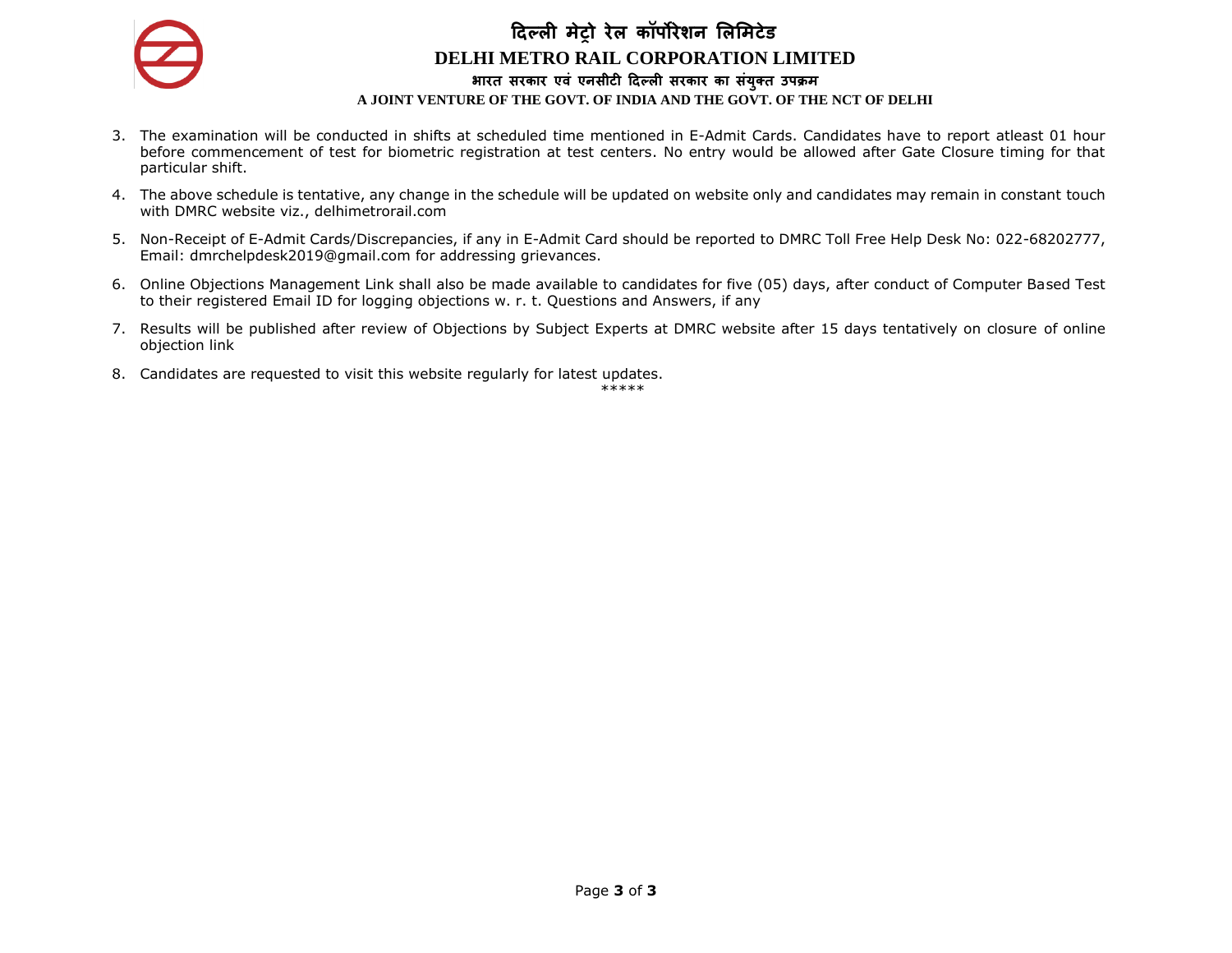3. The examination will be conducted in shifts at scheduled time mentioned in E-Admit Cards. Candidates have to report atleast 01 hour before commencement of test for biometric registration at test centers. No entry would be allowed after Gate Closure timing for that particular shift.
4. The above schedule is tentative, any change in the schedule will be updated on website only and candidates may remain in constant touch with DMRC website viz., delhimetrorail.com
5. Non-Receipt of E-Admit Cards/Discrepancies, if any in E-Admit Card should be reported to DMRC Toll Free Help Desk No: 022-68202777, Email: dmrchelpdesk2019@gmail.com for addressing grievances.
6. Online Objections Management Link shall also be made available to candidates for five (05) days, after conduct of Computer Based Test to their registered Email ID for logging objections w. r. t. Questions and Answers, if any
7. Results will be published after review of Objections by Subject Experts at DMRC website after 15 days tentatively on closure of online objection link
8. Candidates are requested to visit this website regularly for latest updates.

*****